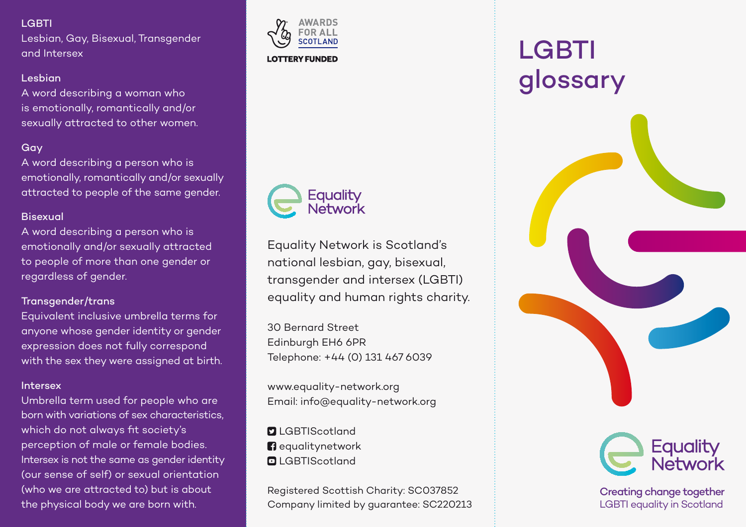**LGBTI**
Lesbian, Gay, Bisexual, Transgender and Intersex

**Lesbian**
A word describing a woman who is emotionally, romantically and/or sexually attracted to other women.

**Gay**
A word describing a person who is emotionally, romantically and/or sexually attracted to people of the same gender.

**Bisexual**
A word describing a person who is emotionally and/or sexually attracted to people of more than one gender or regardless of gender.

**Transgender/trans**
Equivalent inclusive umbrella terms for anyone whose gender identity or gender expression does not fully correspond with the sex they were assigned at birth.

**Intersex**
Umbrella term used for people who are born with variations of sex characteristics, which do not always fit society's perception of male or female bodies. Intersex is not the same as gender identity (our sense of self) or sexual orientation (who we are attracted to) but is about the physical body we are born with.

AWARDS FOR ALL SCOTLAND
LOTTERY FUNDED

Equality Network

Equality Network is Scotland's national lesbian, gay, bisexual, transgender and intersex (LGBTI) equality and human rights charity.

30 Bernard Street
Edinburgh EH6 6PR
Telephone: +44 (0) 131 467 6039

www.equality-network.org
Email: info@equality-network.org

LGBTIScotland
equalitynetwork
LGBTIScotland

Registered Scottish Charity: SC037852
Company limited by guarantee: SC220213

# LGBTI glossary

Equality Network

Creating change together
LGBTI equality in Scotland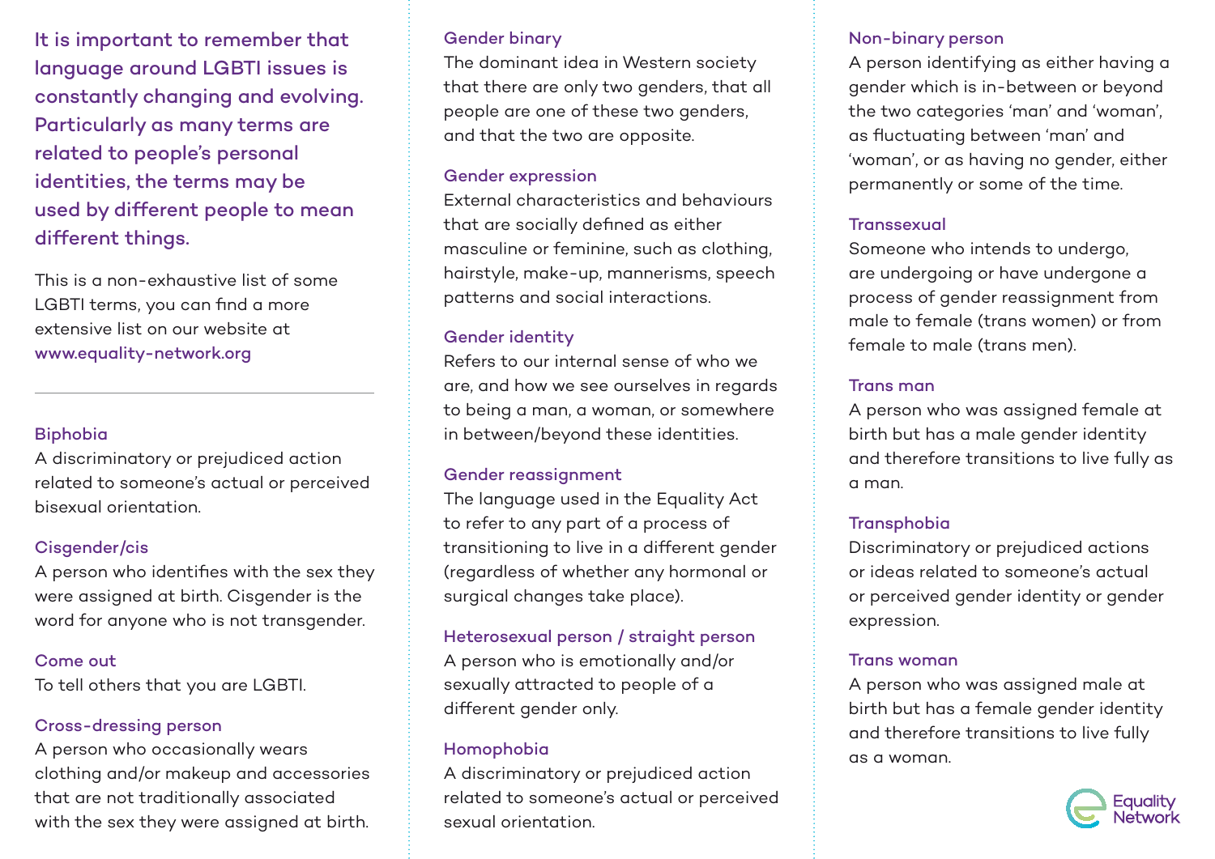**It is important to remember that language around LGBTI issues is constantly changing and evolving. Particularly as many terms are related to people's personal identities, the terms may be used by different people to mean different things.**

This is a non-exhaustive list of some LGBTI terms, you can find a more extensive list on our website at www.equality-network.org

---

### Biphobia

A discriminatory or prejudiced action related to someone's actual or perceived bisexual orientation.

### Cisgender/cis

A person who identifies with the sex they were assigned at birth. Cisgender is the word for anyone who is not transgender.

### Come out

To tell others that you are LGBTI.

### Cross-dressing person

A person who occasionally wears clothing and/or makeup and accessories that are not traditionally associated with the sex they were assigned at birth.

### Gender binary

The dominant idea in Western society that there are only two genders, that all people are one of these two genders, and that the two are opposite.

### Gender expression

External characteristics and behaviours that are socially defined as either masculine or feminine, such as clothing, hairstyle, make-up, mannerisms, speech patterns and social interactions.

### Gender identity

Refers to our internal sense of who we are, and how we see ourselves in regards to being a man, a woman, or somewhere in between/beyond these identities.

### Gender reassignment

The language used in the Equality Act to refer to any part of a process of transitioning to live in a different gender (regardless of whether any hormonal or surgical changes take place).

### Heterosexual person / straight person

A person who is emotionally and/or sexually attracted to people of a different gender only.

### Homophobia

A discriminatory or prejudiced action related to someone's actual or perceived sexual orientation.

### Non-binary person

A person identifying as either having a gender which is in-between or beyond the two categories 'man' and 'woman', as fluctuating between 'man' and 'woman', or as having no gender, either permanently or some of the time.

### Transsexual

Someone who intends to undergo, are undergoing or have undergone a process of gender reassignment from male to female (trans women) or from female to male (trans men).

### Trans man

A person who was assigned female at birth but has a male gender identity and therefore transitions to live fully as a man.

### Transphobia

Discriminatory or prejudiced actions or ideas related to someone's actual or perceived gender identity or gender expression.

### Trans woman

A person who was assigned male at birth but has a female gender identity and therefore transitions to live fully as a woman.

Equality Network